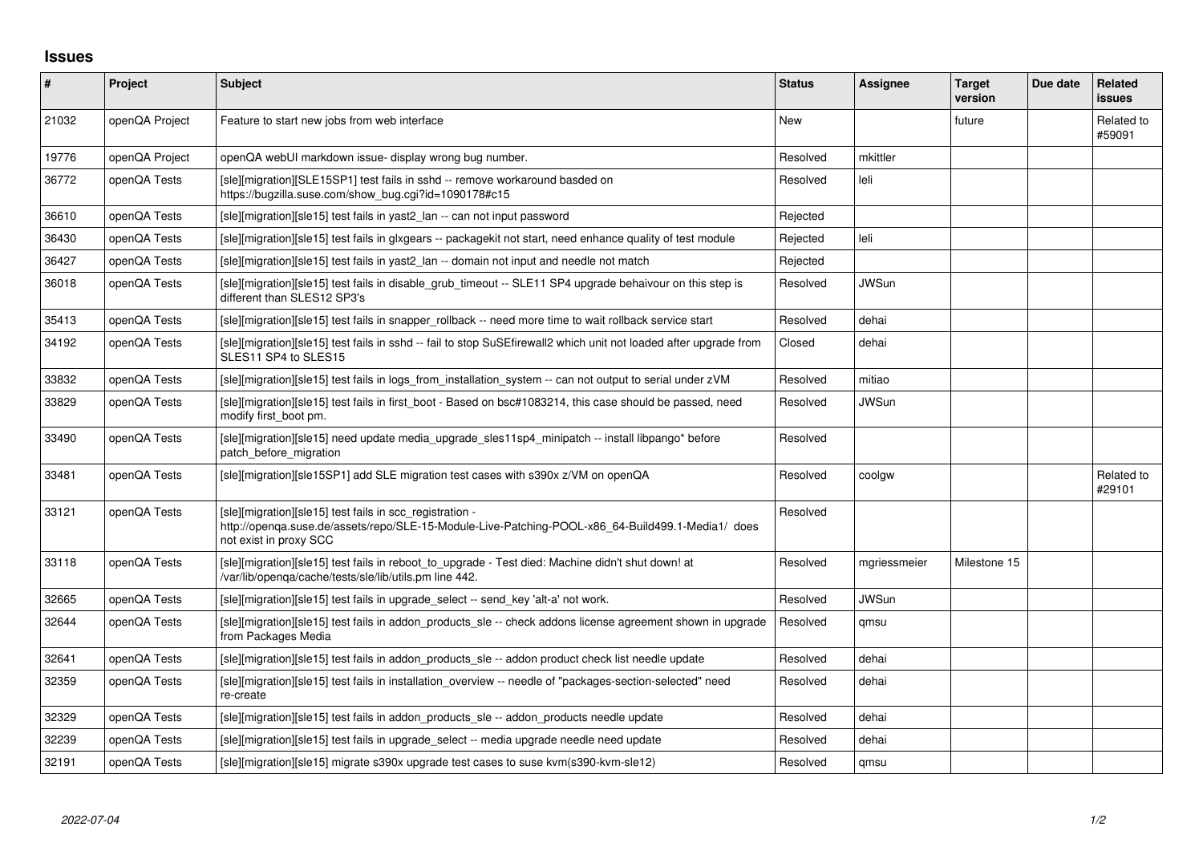# Issues

| # | Project | Subject | Status | Assignee | Target version | Due date | Related issues |
|---|---|---|---|---|---|---|---|
| 21032 | openQA Project | Feature to start new jobs from web interface | New | | future | | Related to #59091 |
| 19776 | openQA Project | openQA webUI markdown issue- display wrong bug number. | Resolved | mkittler | | | |
| 36772 | openQA Tests | [sle][migration][SLE15SP1] test fails in sshd -- remove workaround basded on https://bugzilla.suse.com/show_bug.cgi?id=1090178#c15 | Resolved | leli | | | |
| 36610 | openQA Tests | [sle][migration][sle15] test fails in yast2_lan -- can not input password | Rejected | | | | |
| 36430 | openQA Tests | [sle][migration][sle15] test fails in glxgears -- packagekit not start, need enhance quality of test module | Rejected | leli | | | |
| 36427 | openQA Tests | [sle][migration][sle15] test fails in yast2_lan -- domain not input and needle not match | Rejected | | | | |
| 36018 | openQA Tests | [sle][migration][sle15] test fails in disable_grub_timeout -- SLE11 SP4 upgrade behaivour on this step is different than SLES12 SP3's | Resolved | JWSun | | | |
| 35413 | openQA Tests | [sle][migration][sle15] test fails in snapper_rollback -- need more time to wait rollback service start | Resolved | dehai | | | |
| 34192 | openQA Tests | [sle][migration][sle15] test fails in sshd -- fail to stop SuSEfirewall2 which unit not loaded after upgrade from SLES11 SP4 to SLES15 | Closed | dehai | | | |
| 33832 | openQA Tests | [sle][migration][sle15] test fails in logs_from_installation_system -- can not output to serial under zVM | Resolved | mitiao | | | |
| 33829 | openQA Tests | [sle][migration][sle15] test fails in first_boot - Based on bsc#1083214, this case should be passed, need modify first_boot pm. | Resolved | JWSun | | | |
| 33490 | openQA Tests | [sle][migration][sle15] need update media_upgrade_sles11sp4_minipatch -- install libpango* before patch_before_migration | Resolved | | | | |
| 33481 | openQA Tests | [sle][migration][sle15SP1] add SLE migration test cases with s390x z/VM on openQA | Resolved | coolgw | | | Related to #29101 |
| 33121 | openQA Tests | [sle][migration][sle15] test fails in scc_registration - http://openqa.suse.de/assets/repo/SLE-15-Module-Live-Patching-POOL-x86_64-Build499.1-Media1/ does not exist in proxy SCC | Resolved | | | | |
| 33118 | openQA Tests | [sle][migration][sle15] test fails in reboot_to_upgrade - Test died: Machine didn't shut down! at /var/lib/openqa/cache/tests/sle/lib/utils.pm line 442. | Resolved | mgriessmeier | Milestone 15 | | |
| 32665 | openQA Tests | [sle][migration][sle15] test fails in upgrade_select -- send_key 'alt-a' not work. | Resolved | JWSun | | | |
| 32644 | openQA Tests | [sle][migration][sle15] test fails in addon_products_sle -- check addons license agreement shown in upgrade from Packages Media | Resolved | qmsu | | | |
| 32641 | openQA Tests | [sle][migration][sle15] test fails in addon_products_sle -- addon product check list needle update | Resolved | dehai | | | |
| 32359 | openQA Tests | [sle][migration][sle15] test fails in installation_overview -- needle of "packages-section-selected" need re-create | Resolved | dehai | | | |
| 32329 | openQA Tests | [sle][migration][sle15] test fails in addon_products_sle -- addon_products needle update | Resolved | dehai | | | |
| 32239 | openQA Tests | [sle][migration][sle15] test fails in upgrade_select -- media upgrade needle need update | Resolved | dehai | | | |
| 32191 | openQA Tests | [sle][migration][sle15] migrate s390x upgrade test cases to suse kvm(s390-kvm-sle12) | Resolved | qmsu | | | |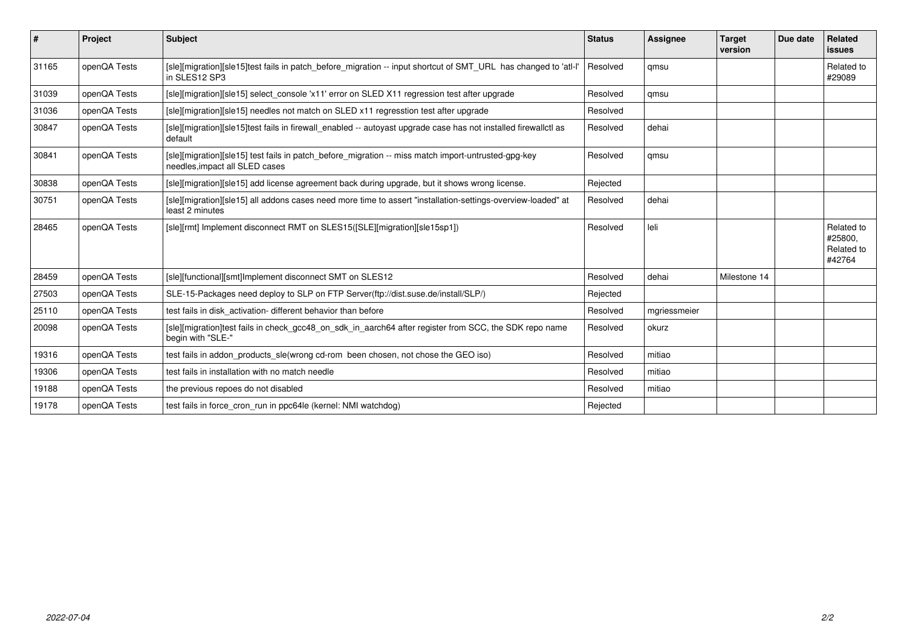| # | Project | Subject | Status | Assignee | Target version | Due date | Related issues |
|---|---|---|---|---|---|---|---|
| 31165 | openQA Tests | [sle][migration][sle15]test fails in patch_before_migration -- input shortcut of SMT_URL has changed to 'atl-l' in SLES12 SP3 | Resolved | qmsu | | | Related to #29089 |
| 31039 | openQA Tests | [sle][migration][sle15] select_console 'x11' error on SLED X11 regression test after upgrade | Resolved | qmsu | | | |
| 31036 | openQA Tests | [sle][migration][sle15] needles not match on SLED x11 regresstion test after upgrade | Resolved | | | | |
| 30847 | openQA Tests | [sle][migration][sle15]test fails in firewall_enabled -- autoyast upgrade case has not installed firewallctl as default | Resolved | dehai | | | |
| 30841 | openQA Tests | [sle][migration][sle15] test fails in patch_before_migration -- miss match import-untrusted-gpg-key needles,impact all SLED cases | Resolved | qmsu | | | |
| 30838 | openQA Tests | [sle][migration][sle15] add license agreement back during upgrade, but it shows wrong license. | Rejected | | | | |
| 30751 | openQA Tests | [sle][migration][sle15] all addons cases need more time to assert "installation-settings-overview-loaded" at least 2 minutes | Resolved | dehai | | | |
| 28465 | openQA Tests | [sle][rmt] Implement disconnect RMT on SLES15([SLE][migration][sle15sp1]) | Resolved | leli | | | Related to #25800, Related to #42764 |
| 28459 | openQA Tests | [sle][functional][smt]Implement disconnect SMT on SLES12 | Resolved | dehai | Milestone 14 | | |
| 27503 | openQA Tests | SLE-15-Packages need deploy to SLP on FTP Server(ftp://dist.suse.de/install/SLP/) | Rejected | | | | |
| 25110 | openQA Tests | test fails in disk_activation- different behavior than before | Resolved | mgriessmeier | | | |
| 20098 | openQA Tests | [sle][migration]test fails in check_gcc48_on_sdk_in_aarch64 after register from SCC, the SDK repo name begin with "SLE-" | Resolved | okurz | | | |
| 19316 | openQA Tests | test fails in addon_products_sle(wrong cd-rom been chosen, not chose the GEO iso) | Resolved | mitiao | | | |
| 19306 | openQA Tests | test fails in installation with no match needle | Resolved | mitiao | | | |
| 19188 | openQA Tests | the previous repoes do not disabled | Resolved | mitiao | | | |
| 19178 | openQA Tests | test fails in force_cron_run in ppc64le (kernel: NMI watchdog) | Rejected | | | | |